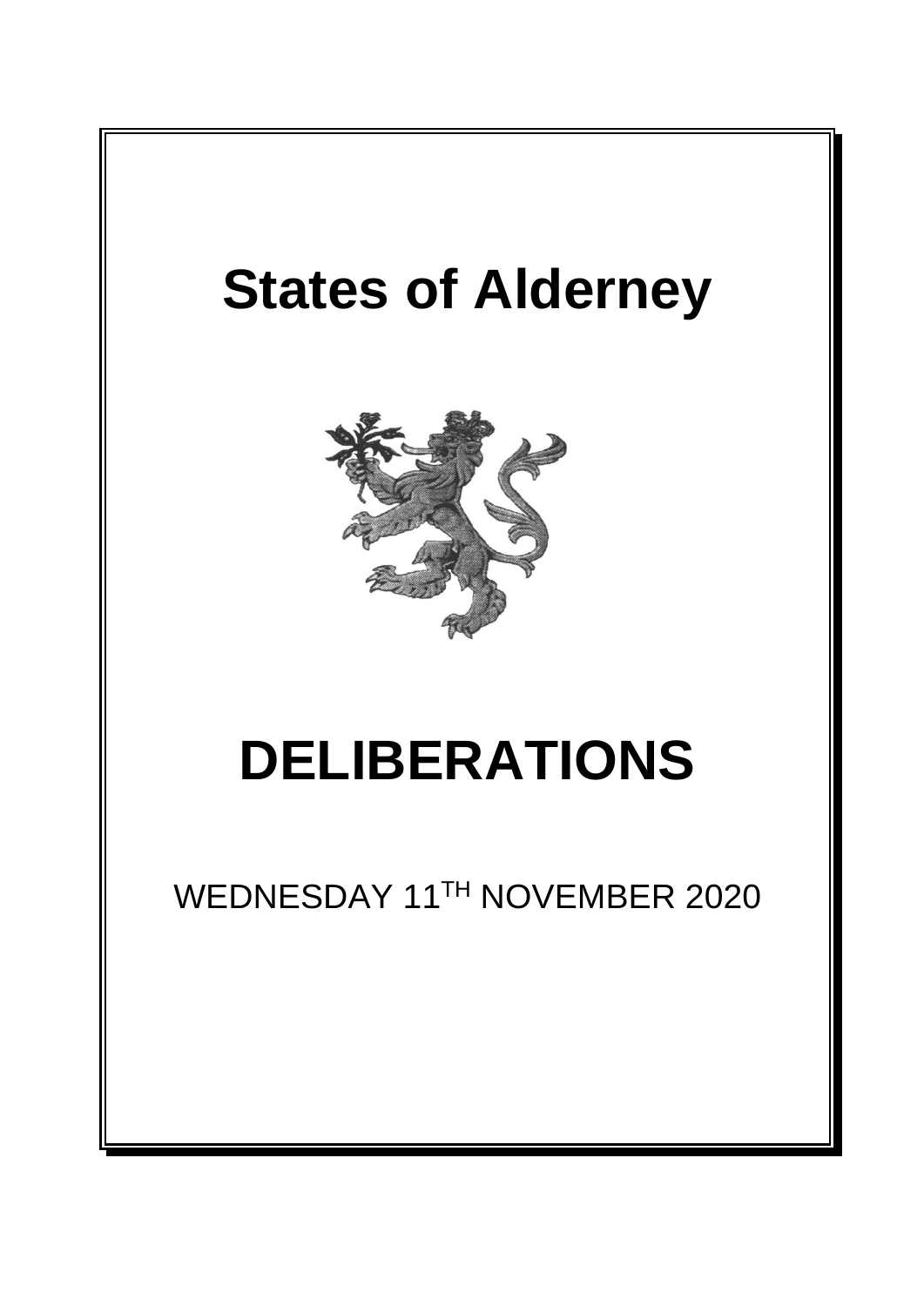# States of Alderney

# DELIBERATIONS

WEDNESDAY 11TH NOVEMBER 2020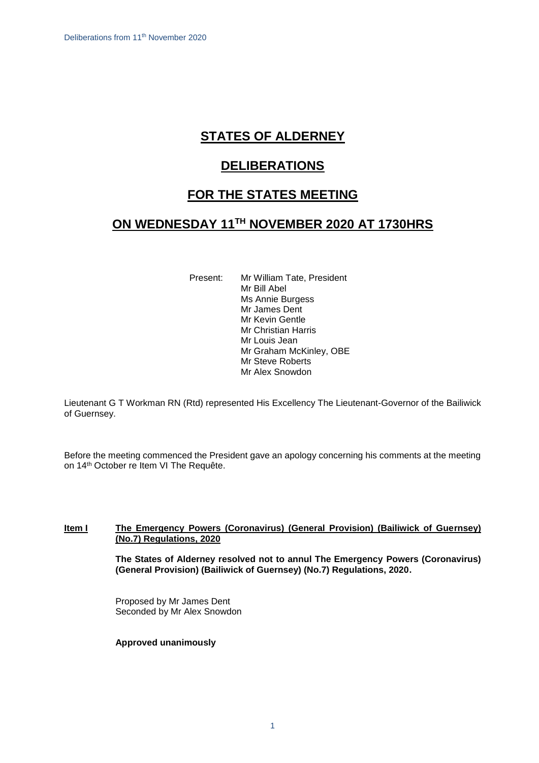# STATES OF ALDERNEY

# DELIBERATIONS

# FOR THE STATES MEETING

# ON WEDNESDAY 11TH NOVEMBER 2020 AT 1730HRS

Present: Mr William Tate, President
Mr Bill Abel
Ms Annie Burgess
Mr James Dent
Mr Kevin Gentle
Mr Christian Harris
Mr Louis Jean
Mr Graham McKinley, OBE
Mr Steve Roberts
Mr Alex Snowdon

Lieutenant G T Workman RN (Rtd) represented His Excellency The Lieutenant-Governor of the Bailiwick of Guernsey.

Before the meeting commenced the President gave an apology concerning his comments at the meeting on 14th October re Item VI The Requête.

**Item I** **The Emergency Powers (Coronavirus) (General Provision) (Bailiwick of Guernsey) (No.7) Regulations, 2020**

**The States of Alderney resolved not to annul The Emergency Powers (Coronavirus) (General Provision) (Bailiwick of Guernsey) (No.7) Regulations, 2020.**

Proposed by Mr James Dent
Seconded by Mr Alex Snowdon

**Approved unanimously**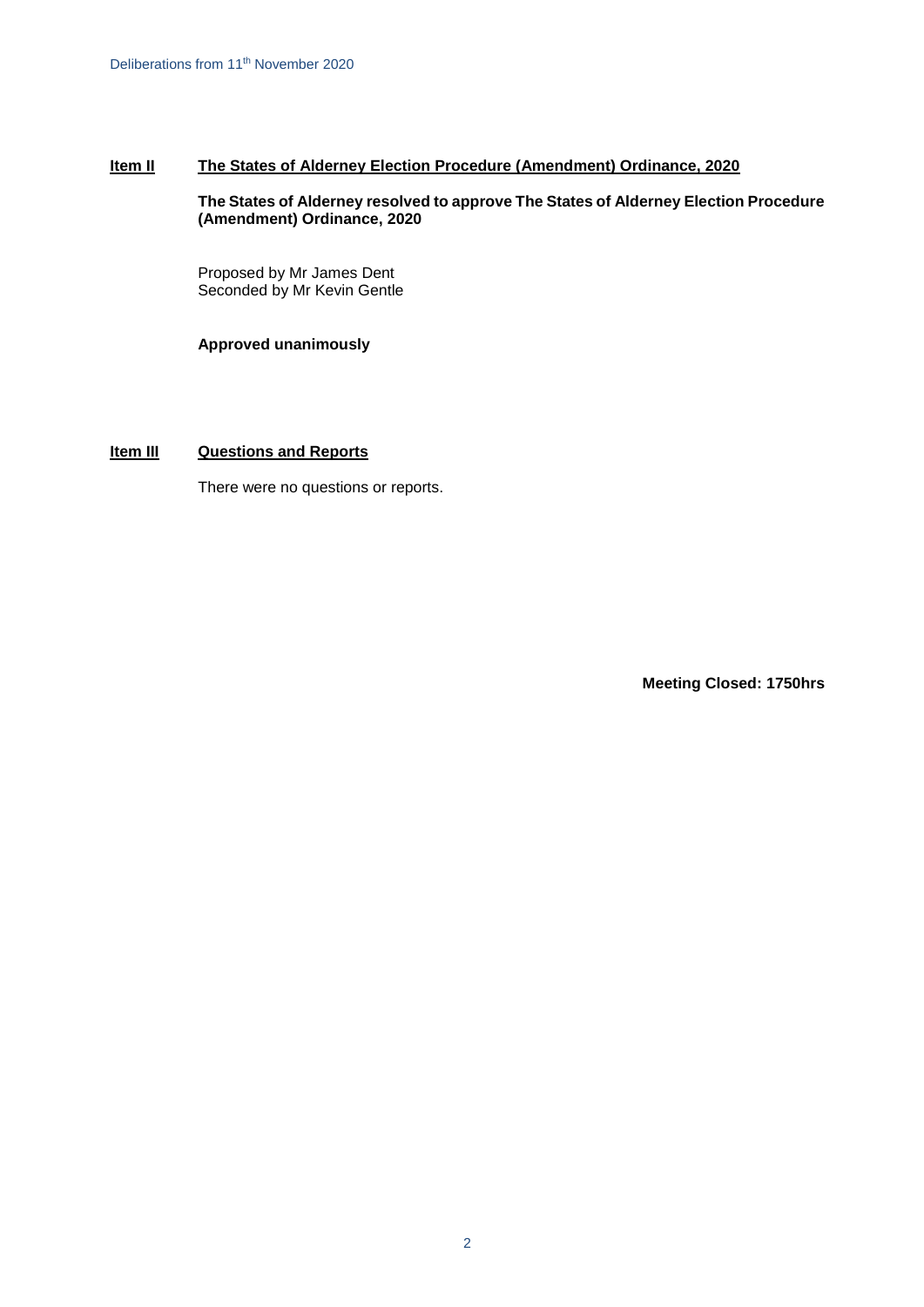**Item II** **The States of Alderney Election Procedure (Amendment) Ordinance, 2020**

**The States of Alderney resolved to approve The States of Alderney Election Procedure (Amendment) Ordinance, 2020**

Proposed by Mr James Dent
Seconded by Mr Kevin Gentle

**Approved unanimously**

**Item III** **Questions and Reports**

There were no questions or reports.

**Meeting Closed: 1750hrs**